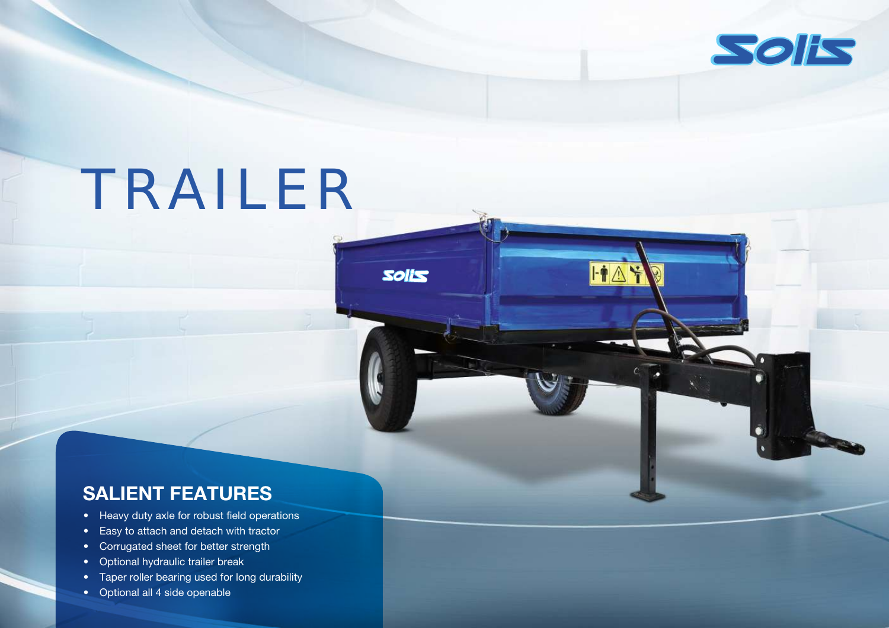# TRAILER

## SALIENT FEATURES

- Heavy duty axle for robust field operations
- Easy to attach and detach with tractor
- Corrugated sheet for better strength
- Optional hydraulic trailer break
- Taper roller bearing used for long durability
- Optional all 4 side openable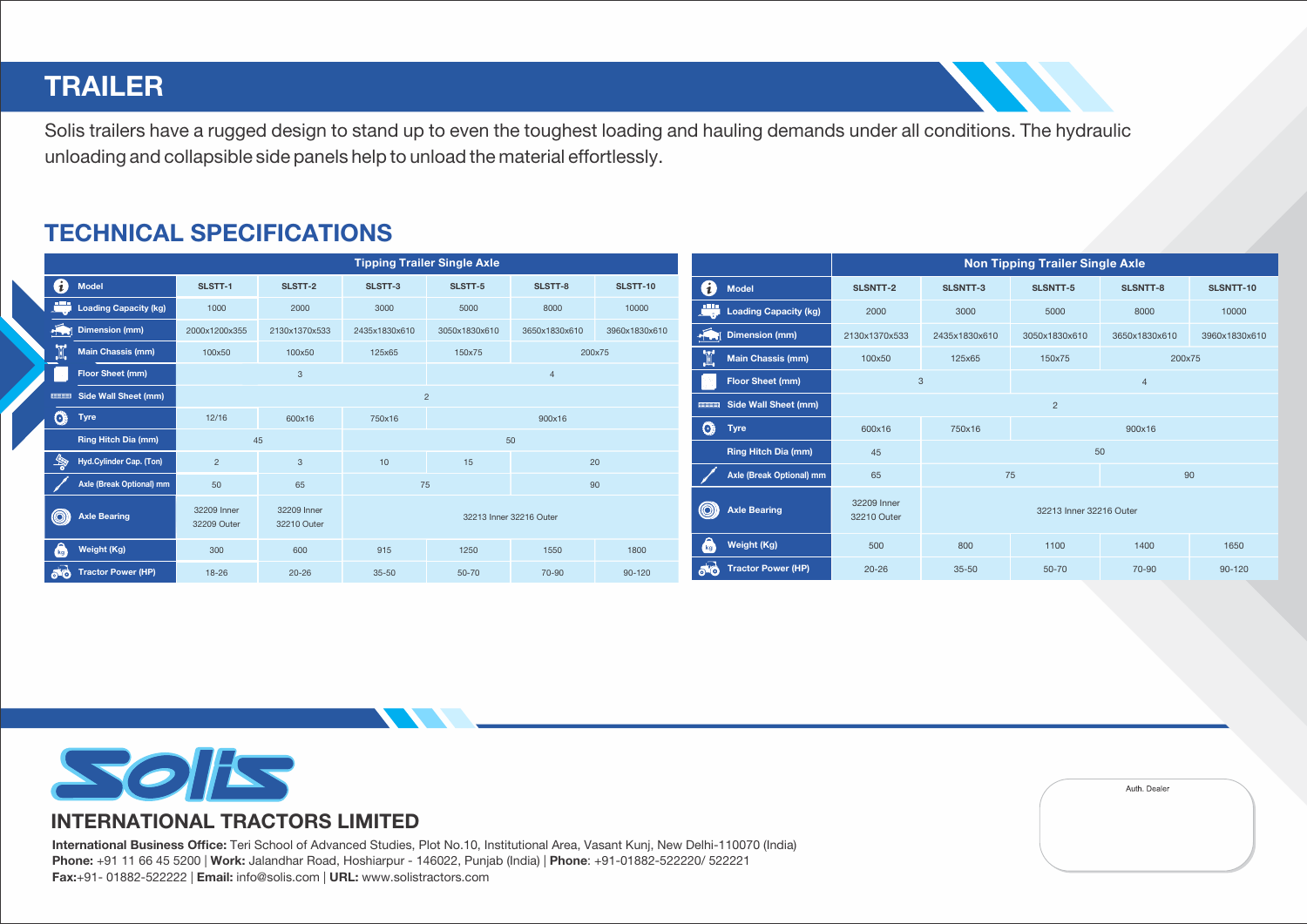# TRAILER

Solis trailers have a rugged design to stand up to even the toughest loading and hauling demands under all conditions. The hydraulic unloading and collapsible side panels help to unload the material effortlessly.

## TECHNICAL SPECIFICATIONS

**Tipping Trailer Single Axle**

| Model | SLSTT-1 | SLSTT-2 | SLSTT-3 | SLSTT-5 | SLSTT-8 | SLSTT-10 |
|---|---|---|---|---|---|---|
| Loading Capacity (kg) | 1000 | 2000 | 3000 | 5000 | 8000 | 10000 |
| Dimension (mm) | 2000x1200x355 | 2130x1370x533 | 2435x1830x610 | 3050x1830x610 | 3650x1830x610 | 3960x1830x610 |
| Main Chassis (mm) | 100x50 | 100x50 | 125x65 | 150x75 | 200x75 | |
| Floor Sheet (mm) | 3 | | | 4 | | |
| Side Wall Sheet (mm) | 2 | | | | | |
| Tyre | 12/16 | 600x16 | 750x16 | 900x16 | | |
| Ring Hitch Dia (mm) | 45 | | 50 | | | |
| Hyd.Cylinder Cap. (Ton) | 2 | 3 | 10 | 15 | 20 | |
| Axle (Break Optional) mm | 50 | 65 | 75 | | 90 | |
| Axle Bearing | 32209 Inner 32209 Outer | 32209 Inner 32210 Outer | 32213 Inner 32216 Outer | | | |
| Weight (Kg) | 300 | 600 | 915 | 1250 | 1550 | 1800 |
| Tractor Power (HP) | 18-26 | 20-26 | 35-50 | 50-70 | 70-90 | 90-120 |

**Non Tipping Trailer Single Axle**

| Model | SLSNTT-2 | SLSNTT-3 | SLSNTT-5 | SLSNTT-8 | SLSNTT-10 |
|---|---|---|---|---|---|
| Loading Capacity (kg) | 2000 | 3000 | 5000 | 8000 | 10000 |
| Dimension (mm) | 2130x1370x533 | 2435x1830x610 | 3050x1830x610 | 3650x1830x610 | 3960x1830x610 |
| Main Chassis (mm) | 100x50 | 125x65 | 150x75 | 200x75 | |
| Floor Sheet (mm) | 3 | | 4 | | |
| Side Wall Sheet (mm) | 2 | | | | |
| Tyre | 600x16 | 750x16 | 900x16 | | |
| Ring Hitch Dia (mm) | 45 | 50 | | | |
| Axle (Break Optional) mm | 65 | 75 | | 90 | |
| Axle Bearing | 32209 Inner 32210 Outer | 32213 Inner 32216 Outer | | | |
| Weight (Kg) | 500 | 800 | 1100 | 1400 | 1650 |
| Tractor Power (HP) | 20-26 | 35-50 | 50-70 | 70-90 | 90-120 |

**INTERNATIONAL TRACTORS LIMITED**

**International Business Office:** Teri School of Advanced Studies, Plot No.10, Institutional Area, Vasant Kunj, New Delhi-110070 (India)
**Phone:** +91 11 66 45 5200 | **Work:** Jalandhar Road, Hoshiarpur - 146022, Punjab (India) | **Phone**: +91-01882-522220/ 522221
**Fax:**+91- 01882-522222 | **Email:** info@solis.com | **URL:** www.solistractors.com

Auth. Dealer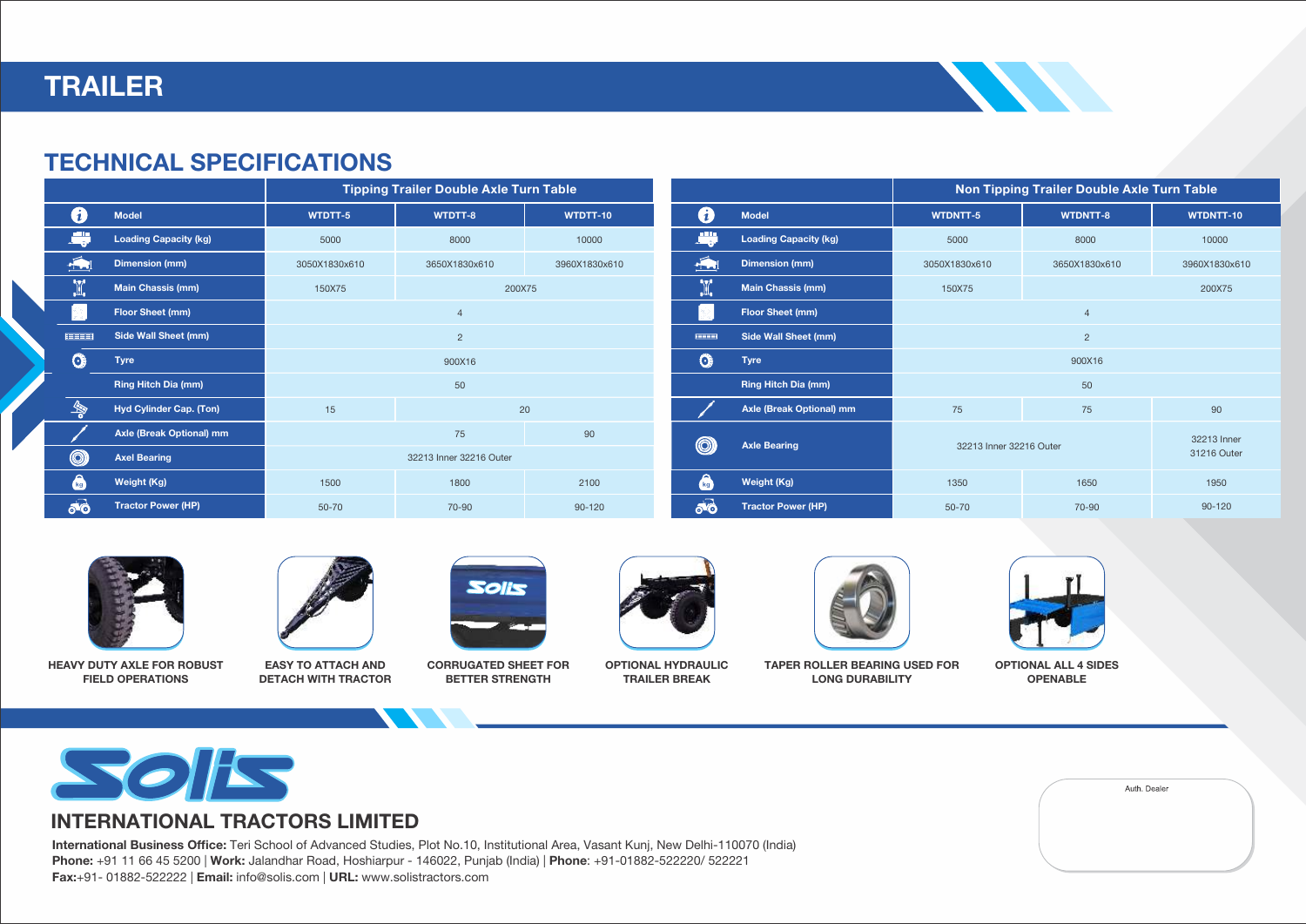# TRAILER

## TECHNICAL SPECIFICATIONS

| | Tipping Trailer Double Axle Turn Table | | |
|---|---|---|---|
| Model | WTDTT-5 | WTDTT-8 | WTDTT-10 |
| Loading Capacity (kg) | 5000 | 8000 | 10000 |
| Dimension (mm) | 3050X1830x610 | 3650X1830x610 | 3960X1830x610 |
| Main Chassis (mm) | 150X75 | 200X75 | |
| Floor Sheet (mm) | 4 | | |
| Side Wall Sheet (mm) | 2 | | |
| Tyre | 900X16 | | |
| Ring Hitch Dia (mm) | 50 | | |
| Hyd Cylinder Cap. (Ton) | 15 | 20 | |
| Axle (Break Optional) mm | 75 | | 90 |
| Axel Bearing | 32213 Inner 32216 Outer | | |
| Weight (Kg) | 1500 | 1800 | 2100 |
| Tractor Power (HP) | 50-70 | 70-90 | 90-120 |

| | Non Tipping Trailer Double Axle Turn Table | | |
|---|---|---|---|
| Model | WTDNTT-5 | WTDNTT-8 | WTDNTT-10 |
| Loading Capacity (kg) | 5000 | 8000 | 10000 |
| Dimension (mm) | 3050X1830x610 | 3650X1830x610 | 3960X1830x610 |
| Main Chassis (mm) | 150X75 | 200X75 | |
| Floor Sheet (mm) | 4 | | |
| Side Wall Sheet (mm) | 2 | | |
| Tyre | 900X16 | | |
| Ring Hitch Dia (mm) | 50 | | |
| Axle (Break Optional) mm | 75 | 75 | 90 |
| Axle Bearing | 32213 Inner 32216 Outer | | 32213 Inner 31216 Outer |
| Weight (Kg) | 1350 | 1650 | 1950 |
| Tractor Power (HP) | 50-70 | 70-90 | 90-120 |

HEAVY DUTY AXLE FOR ROBUST FIELD OPERATIONS

EASY TO ATTACH AND DETACH WITH TRACTOR

CORRUGATED SHEET FOR BETTER STRENGTH

OPTIONAL HYDRAULIC TRAILER BREAK

TAPER ROLLER BEARING USED FOR LONG DURABILITY

OPTIONAL ALL 4 SIDES OPENABLE

Solis

## INTERNATIONAL TRACTORS LIMITED

**International Business Office:** Teri School of Advanced Studies, Plot No.10, Institutional Area, Vasant Kunj, New Delhi-110070 (India)
**Phone:** +91 11 66 45 5200 | **Work:** Jalandhar Road, Hoshiarpur - 146022, Punjab (India) | **Phone**: +91-01882-522220/ 522221
**Fax:**+91- 01882-522222 | **Email:** info@solis.com | **URL:** www.solistractors.com

Auth. Dealer